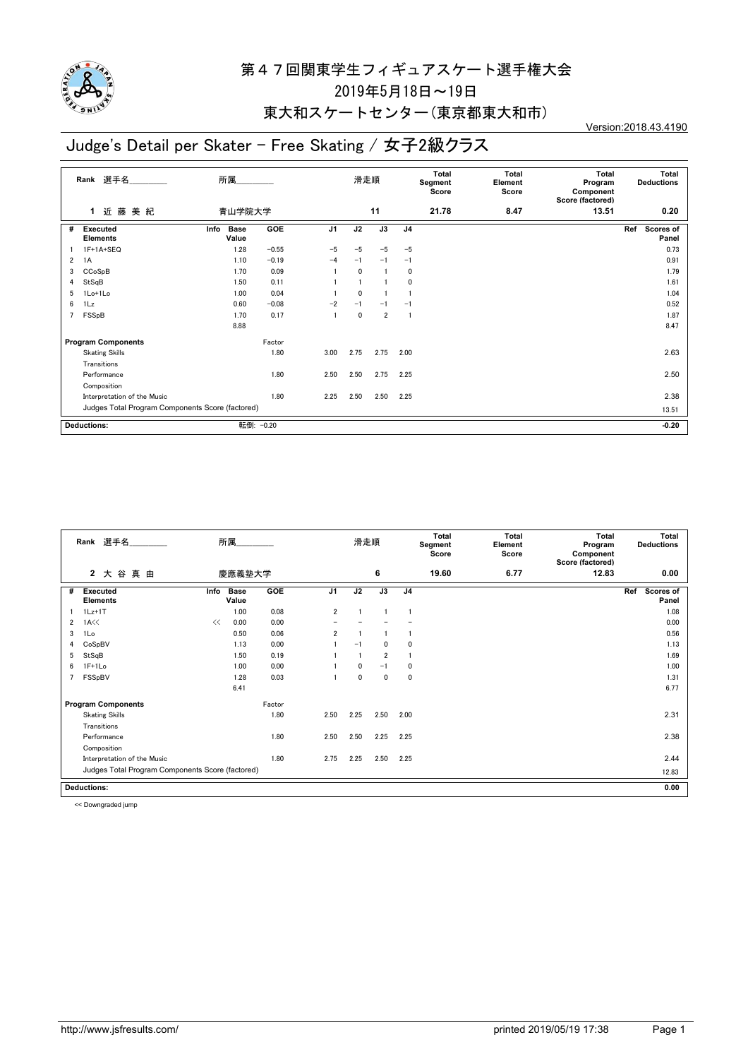# 第４７回関東学生フィギュアスケート選手権大会

2019年5月18日～19日

東大和スケートセンター（東京都東大和市）

Version:2018.43.4190

## Judge's Detail per Skater - Free Skating / 女子2級クラス

| Rank | 選手名 | 所属 | 滑走順 | Total Segment Score | Total Element Score | Total Program Component Score (factored) | Total Deductions |
|---|---|---|---|---|---|---|---|
| 1 | 近 藤 美 紀 | 青山学院大学 | 11 | 21.78 | 8.47 | 13.51 | 0.20 |

| # | Executed Elements | Info | Base Value | GOE | J1 | J2 | J3 | J4 | Ref | Scores of Panel |
|---|---|---|---|---|---|---|---|---|---|---|
| 1 | 1F+1A+SEQ | | 1.28 | −0.55 | −5 | −5 | −5 | −5 | | 0.73 |
| 2 | 1A | | 1.10 | −0.19 | −4 | −1 | −1 | −1 | | 0.91 |
| 3 | CCoSpB | | 1.70 | 0.09 | 1 | 0 | 1 | 0 | | 1.79 |
| 4 | StSqB | | 1.50 | 0.11 | 1 | 1 | 1 | 0 | | 1.61 |
| 5 | 1Lo+1Lo | | 1.00 | 0.04 | 1 | 0 | 1 | 1 | | 1.04 |
| 6 | 1Lz | | 0.60 | −0.08 | −2 | −1 | −1 | −1 | | 0.52 |
| 7 | FSSpB | | 1.70 | 0.17 | 1 | 0 | 2 | 1 | | 1.87 |
| | | | 8.88 | | | | | | | 8.47 |

| Program Components | Factor | J1 | J2 | J3 | J4 | Scores of Panel |
|---|---|---|---|---|---|---|
| Skating Skills | 1.80 | 3.00 | 2.75 | 2.75 | 2.00 | 2.63 |
| Transitions | | | | | | |
| Performance | 1.80 | 2.50 | 2.50 | 2.75 | 2.25 | 2.50 |
| Composition | | | | | | |
| Interpretation of the Music | 1.80 | 2.25 | 2.50 | 2.50 | 2.25 | 2.38 |
| Judges Total Program Components Score (factored) | | | | | | 13.51 |

| Deductions: | 転倒: −0.20 | −0.20 |
|---|---|---|

| Rank | 選手名 | 所属 | 滑走順 | Total Segment Score | Total Element Score | Total Program Component Score (factored) | Total Deductions |
|---|---|---|---|---|---|---|---|
| 2 | 大 谷 真 由 | 慶應義塾大学 | 6 | 19.60 | 6.77 | 12.83 | 0.00 |

| # | Executed Elements | Info | Base Value | GOE | J1 | J2 | J3 | J4 | Ref | Scores of Panel |
|---|---|---|---|---|---|---|---|---|---|---|
| 1 | 1Lz+1T | | 1.00 | 0.08 | 2 | 1 | 1 | 1 | | 1.08 |
| 2 | 1A<< | << | 0.00 | 0.00 | − | − | − | − | | 0.00 |
| 3 | 1Lo | | 0.50 | 0.06 | 2 | 1 | 1 | 1 | | 0.56 |
| 4 | CoSpBV | | 1.13 | 0.00 | 1 | −1 | 0 | 0 | | 1.13 |
| 5 | StSqB | | 1.50 | 0.19 | 1 | 1 | 2 | 1 | | 1.69 |
| 6 | 1F+1Lo | | 1.00 | 0.00 | 1 | 0 | −1 | 0 | | 1.00 |
| 7 | FSSpBV | | 1.28 | 0.03 | 1 | 0 | 0 | 0 | | 1.31 |
| | | | 6.41 | | | | | | | 6.77 |

| Program Components | Factor | J1 | J2 | J3 | J4 | Scores of Panel |
|---|---|---|---|---|---|---|
| Skating Skills | 1.80 | 2.50 | 2.25 | 2.50 | 2.00 | 2.31 |
| Transitions | | | | | | |
| Performance | 1.80 | 2.50 | 2.50 | 2.25 | 2.25 | 2.38 |
| Composition | | | | | | |
| Interpretation of the Music | 1.80 | 2.75 | 2.25 | 2.50 | 2.25 | 2.44 |
| Judges Total Program Components Score (factored) | | | | | | 12.83 |

| Deductions: | | 0.00 |
|---|---|---|

<< Downgraded jump

http://www.jsfresults.com/ printed 2019/05/19 17:38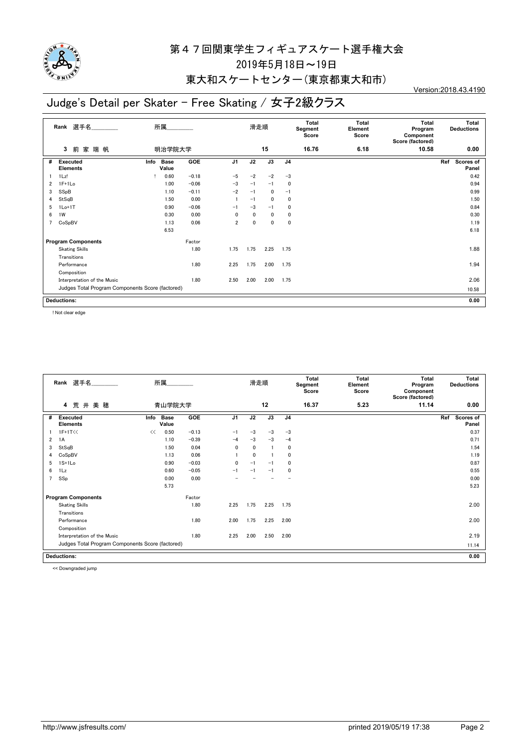# 第４７回関東学生フィギュアスケート選手権大会

2019年5月18日～19日

東大和スケートセンター（東京都東大和市）

Version:2018.43.4190

## Judge's Detail per Skater - Free Skating / 女子2級クラス

| Rank | 選手名 | 所属 | 滑走順 | Total Segment Score | Total Element Score | Total Program Component Score (factored) | Total Deductions |
|---|---|---|---|---|---|---|---|
| 3 | 前 家 瑞 帆 | 明治学院大学 | 15 | 16.76 | 6.18 | 10.58 | 0.00 |

| # | Executed Elements | Info | Base Value | GOE | J1 | J2 | J3 | J4 | Ref | Scores of Panel |
|---|---|---|---|---|---|---|---|---|---|---|
| 1 | 1Lz! | ! | 0.60 | −0.18 | −5 | −2 | −2 | −3 | | 0.42 |
| 2 | 1F+1Lo | | 1.00 | −0.06 | −3 | −1 | −1 | 0 | | 0.94 |
| 3 | SSpB | | 1.10 | −0.11 | −2 | −1 | 0 | −1 | | 0.99 |
| 4 | StSqB | | 1.50 | 0.00 | 1 | −1 | 0 | 0 | | 1.50 |
| 5 | 1Lo+1T | | 0.90 | −0.06 | −1 | −3 | −1 | 0 | | 0.84 |
| 6 | 1W | | 0.30 | 0.00 | 0 | 0 | 0 | 0 | | 0.30 |
| 7 | CoSpBV | | 1.13 | 0.06 | 2 | 0 | 0 | 0 | | 1.19 |
| | | | 6.53 | | | | | | | 6.18 |

| Program Components | Factor | J1 | J2 | J3 | J4 | Scores of Panel |
|---|---|---|---|---|---|---|
| Skating Skills | 1.80 | 1.75 | 1.75 | 2.25 | 1.75 | 1.88 |
| Transitions | | | | | | |
| Performance | 1.80 | 2.25 | 1.75 | 2.00 | 1.75 | 1.94 |
| Composition | | | | | | |
| Interpretation of the Music | 1.80 | 2.50 | 2.00 | 2.00 | 1.75 | 2.06 |
| Judges Total Program Components Score (factored) | | | | | | 10.58 |

**Deductions:** 0.00

! Not clear edge

| Rank | 選手名 | 所属 | 滑走順 | Total Segment Score | Total Element Score | Total Program Component Score (factored) | Total Deductions |
|---|---|---|---|---|---|---|---|
| 4 | 荒 井 美 穂 | 青山学院大学 | 12 | 16.37 | 5.23 | 11.14 | 0.00 |

| # | Executed Elements | Info | Base Value | GOE | J1 | J2 | J3 | J4 | Ref | Scores of Panel |
|---|---|---|---|---|---|---|---|---|---|---|
| 1 | 1F+1T<< | << | 0.50 | −0.13 | −1 | −3 | −3 | −3 | | 0.37 |
| 2 | 1A | | 1.10 | −0.39 | −4 | −3 | −3 | −4 | | 0.71 |
| 3 | StSqB | | 1.50 | 0.04 | 0 | 0 | 1 | 0 | | 1.54 |
| 4 | CoSpBV | | 1.13 | 0.06 | 1 | 0 | 1 | 0 | | 1.19 |
| 5 | 1S+1Lo | | 0.90 | −0.03 | 0 | −1 | −1 | 0 | | 0.87 |
| 6 | 1Lz | | 0.60 | −0.05 | −1 | −1 | −1 | 0 | | 0.55 |
| 7 | SSp | | 0.00 | 0.00 | − | − | − | − | | 0.00 |
| | | | 5.73 | | | | | | | 5.23 |

| Program Components | Factor | J1 | J2 | J3 | J4 | Scores of Panel |
|---|---|---|---|---|---|---|
| Skating Skills | 1.80 | 2.25 | 1.75 | 2.25 | 1.75 | 2.00 |
| Transitions | | | | | | |
| Performance | 1.80 | 2.00 | 1.75 | 2.25 | 2.00 | 2.00 |
| Composition | | | | | | |
| Interpretation of the Music | 1.80 | 2.25 | 2.00 | 2.50 | 2.00 | 2.19 |
| Judges Total Program Components Score (factored) | | | | | | 11.14 |

**Deductions:** 0.00

<< Downgraded jump

http://www.jsfresults.com/ printed 2019/05/19 17:38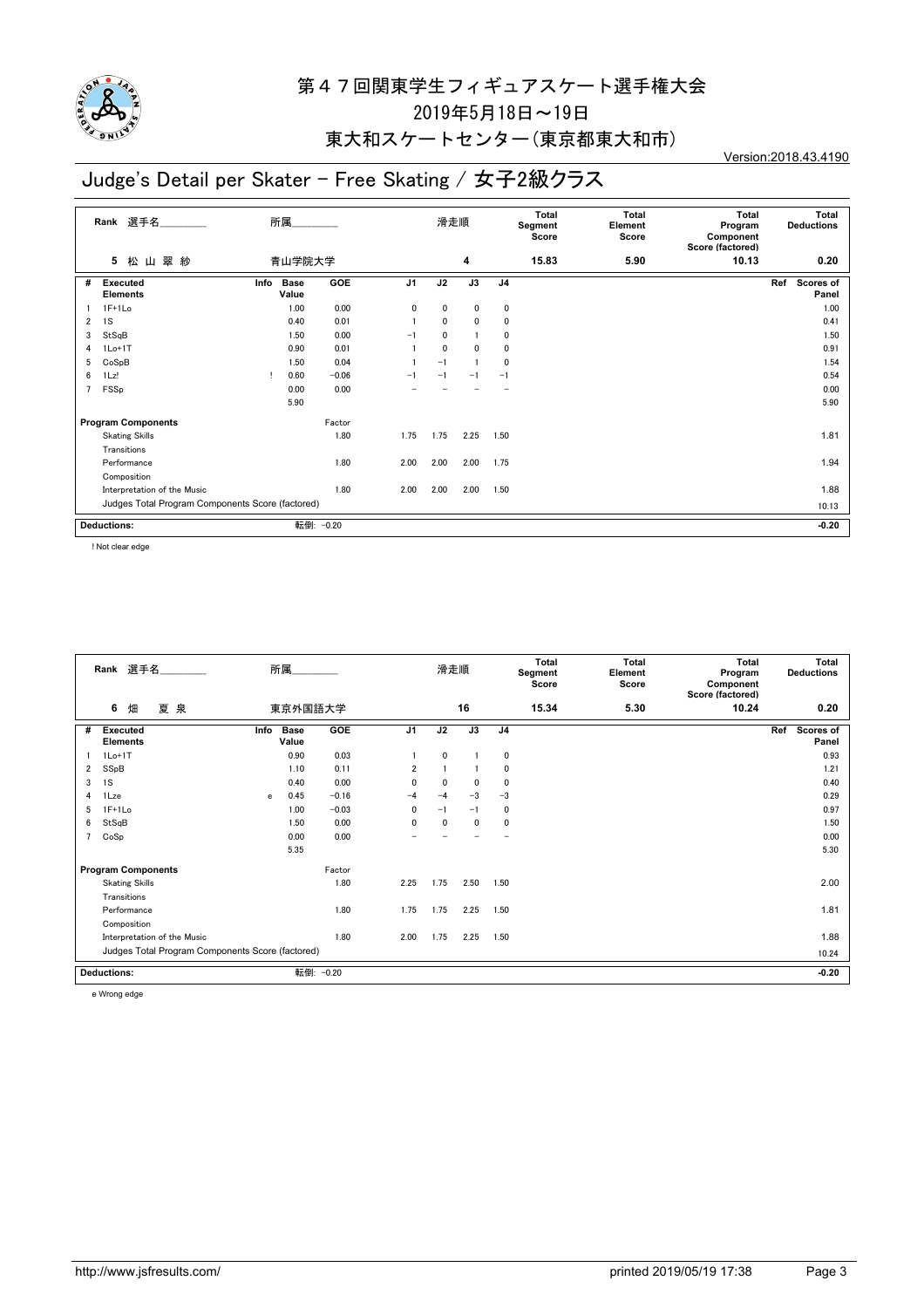# 第４７回関東学生フィギュアスケート選手権大会

2019年5月18日～19日

東大和スケートセンター(東京都東大和市)

Version:2018.43.4190

## Judge's Detail per Skater - Free Skating / 女子2級クラス

| Rank | 選手名 | 所属 | 滑走順 | Total Segment Score | Total Element Score | Total Program Component Score (factored) | Total Deductions |
|---|---|---|---|---|---|---|---|
| 5 | 松 山 翠 紗 | 青山学院大学 | 4 | 15.83 | 5.90 | 10.13 | 0.20 |

| # | Executed Elements | Info | Base Value | GOE | J1 | J2 | J3 | J4 | Ref | Scores of Panel |
|---|---|---|---|---|---|---|---|---|---|---|
| 1 | 1F+1Lo | | 1.00 | 0.00 | 0 | 0 | 0 | 0 | | 1.00 |
| 2 | 1S | | 0.40 | 0.01 | 1 | 0 | 0 | 0 | | 0.41 |
| 3 | StSqB | | 1.50 | 0.00 | −1 | 0 | 1 | 0 | | 1.50 |
| 4 | 1Lo+1T | | 0.90 | 0.01 | 1 | 0 | 0 | 0 | | 0.91 |
| 5 | CoSpB | | 1.50 | 0.04 | 1 | −1 | 1 | 0 | | 1.54 |
| 6 | 1Lz! | ! | 0.60 | −0.06 | −1 | −1 | −1 | −1 | | 0.54 |
| 7 | FSSp | | 0.00 | 0.00 | − | − | − | − | | 0.00 |
| | | | 5.90 | | | | | | | 5.90 |

| Program Components | Factor | J1 | J2 | J3 | J4 | Scores of Panel |
|---|---|---|---|---|---|---|
| Skating Skills | 1.80 | 1.75 | 1.75 | 2.25 | 1.50 | 1.81 |
| Transitions | | | | | | |
| Performance | 1.80 | 2.00 | 2.00 | 2.00 | 1.75 | 1.94 |
| Composition | | | | | | |
| Interpretation of the Music | 1.80 | 2.00 | 2.00 | 2.00 | 1.50 | 1.88 |
| Judges Total Program Components Score (factored) | | | | | | 10.13 |

| Deductions: | 転倒: −0.20 | −0.20 |
|---|---|---|

! Not clear edge

| Rank | 選手名 | 所属 | 滑走順 | Total Segment Score | Total Element Score | Total Program Component Score (factored) | Total Deductions |
|---|---|---|---|---|---|---|---|
| 6 | 畑 夏 泉 | 東京外国語大学 | 16 | 15.34 | 5.30 | 10.24 | 0.20 |

| # | Executed Elements | Info | Base Value | GOE | J1 | J2 | J3 | J4 | Ref | Scores of Panel |
|---|---|---|---|---|---|---|---|---|---|---|
| 1 | 1Lo+1T | | 0.90 | 0.03 | 1 | 0 | 1 | 0 | | 0.93 |
| 2 | SSpB | | 1.10 | 0.11 | 2 | 1 | 1 | 0 | | 1.21 |
| 3 | 1S | | 0.40 | 0.00 | 0 | 0 | 0 | 0 | | 0.40 |
| 4 | 1Lze | e | 0.45 | −0.16 | −4 | −4 | −3 | −3 | | 0.29 |
| 5 | 1F+1Lo | | 1.00 | −0.03 | 0 | −1 | −1 | 0 | | 0.97 |
| 6 | StSqB | | 1.50 | 0.00 | 0 | 0 | 0 | 0 | | 1.50 |
| 7 | CoSp | | 0.00 | 0.00 | − | − | − | − | | 0.00 |
| | | | 5.35 | | | | | | | 5.30 |

| Program Components | Factor | J1 | J2 | J3 | J4 | Scores of Panel |
|---|---|---|---|---|---|---|
| Skating Skills | 1.80 | 2.25 | 1.75 | 2.50 | 1.50 | 2.00 |
| Transitions | | | | | | |
| Performance | 1.80 | 1.75 | 1.75 | 2.25 | 1.50 | 1.81 |
| Composition | | | | | | |
| Interpretation of the Music | 1.80 | 2.00 | 1.75 | 2.25 | 1.50 | 1.88 |
| Judges Total Program Components Score (factored) | | | | | | 10.24 |

| Deductions: | 転倒: −0.20 | −0.20 |
|---|---|---|

e Wrong edge

http://www.jsfresults.com/ printed 2019/05/19 17:38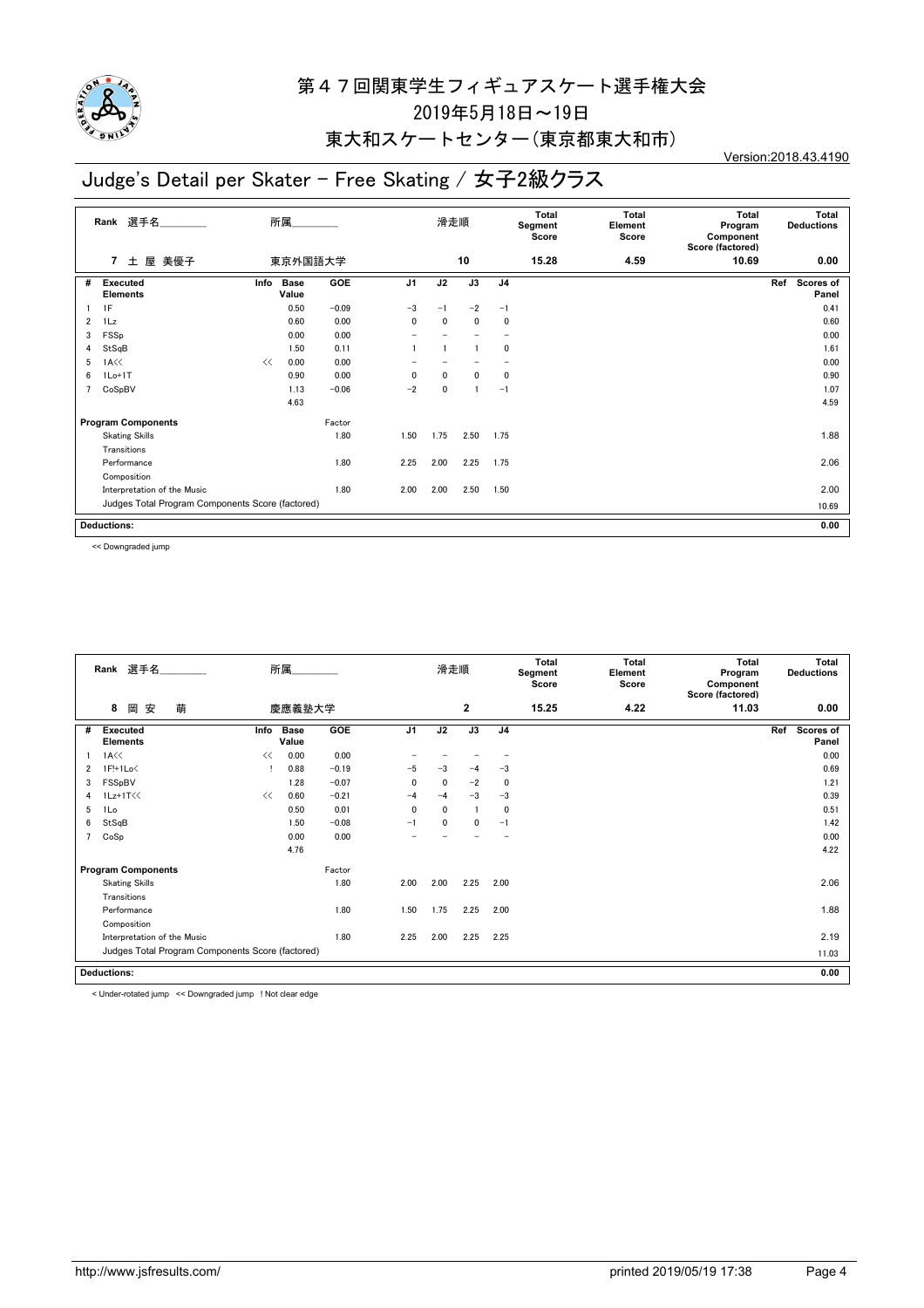# 第４７回関東学生フィギュアスケート選手権大会

2019年5月18日～19日

東大和スケートセンター（東京都東大和市）

Version:2018.43.4190

## Judge's Detail per Skater - Free Skating / 女子2級クラス

| Rank | 選手名 | 所属 | 滑走順 | Total Segment Score | Total Element Score | Total Program Component Score (factored) | Total Deductions |
|---|---|---|---|---|---|---|---|
| 7 | 土 屋 美優子 | 東京外国語大学 | 10 | 15.28 | 4.59 | 10.69 | 0.00 |

| # | Executed Elements | Info | Base Value | GOE | J1 | J2 | J3 | J4 | Ref | Scores of Panel |
|---|---|---|---|---|---|---|---|---|---|---|
| 1 | 1F | | 0.50 | −0.09 | −3 | −1 | −2 | −1 | | 0.41 |
| 2 | 1Lz | | 0.60 | 0.00 | 0 | 0 | 0 | 0 | | 0.60 |
| 3 | FSSp | | 0.00 | 0.00 | − | − | − | − | | 0.00 |
| 4 | StSqB | | 1.50 | 0.11 | 1 | 1 | 1 | 0 | | 1.61 |
| 5 | 1A<< | << | 0.00 | 0.00 | − | − | − | − | | 0.00 |
| 6 | 1Lo+1T | | 0.90 | 0.00 | 0 | 0 | 0 | 0 | | 0.90 |
| 7 | CoSpBV | | 1.13 | −0.06 | −2 | 0 | 1 | −1 | | 1.07 |
| | | | 4.63 | | | | | | | 4.59 |
| | **Program Components** | | | Factor | | | | | | |
| | Skating Skills | | | 1.80 | 1.50 | 1.75 | 2.50 | 1.75 | | 1.88 |
| | Transitions | | | | | | | | | |
| | Performance | | | 1.80 | 2.25 | 2.00 | 2.25 | 1.75 | | 2.06 |
| | Composition | | | | | | | | | |
| | Interpretation of the Music | | | 1.80 | 2.00 | 2.00 | 2.50 | 1.50 | | 2.00 |
| | Judges Total Program Components Score (factored) | | | | | | | | | 10.69 |
| | **Deductions:** | | | | | | | | | 0.00 |

<< Downgraded jump

| Rank | 選手名 | 所属 | 滑走順 | Total Segment Score | Total Element Score | Total Program Component Score (factored) | Total Deductions |
|---|---|---|---|---|---|---|---|
| 8 | 岡 安 萌 | 慶應義塾大学 | 2 | 15.25 | 4.22 | 11.03 | 0.00 |

| # | Executed Elements | Info | Base Value | GOE | J1 | J2 | J3 | J4 | Ref | Scores of Panel |
|---|---|---|---|---|---|---|---|---|---|---|
| 1 | 1A<< | << | 0.00 | 0.00 | − | − | − | − | | 0.00 |
| 2 | 1F!+1Lo< | ! | 0.88 | −0.19 | −5 | −3 | −4 | −3 | | 0.69 |
| 3 | FSSpBV | | 1.28 | −0.07 | 0 | 0 | −2 | 0 | | 1.21 |
| 4 | 1Lz+1T<< | << | 0.60 | −0.21 | −4 | −4 | −3 | −3 | | 0.39 |
| 5 | 1Lo | | 0.50 | 0.01 | 0 | 0 | 1 | 0 | | 0.51 |
| 6 | StSqB | | 1.50 | −0.08 | −1 | 0 | 0 | −1 | | 1.42 |
| 7 | CoSp | | 0.00 | 0.00 | − | − | − | − | | 0.00 |
| | | | 4.76 | | | | | | | 4.22 |
| | **Program Components** | | | Factor | | | | | | |
| | Skating Skills | | | 1.80 | 2.00 | 2.00 | 2.25 | 2.00 | | 2.06 |
| | Transitions | | | | | | | | | |
| | Performance | | | 1.80 | 1.50 | 1.75 | 2.25 | 2.00 | | 1.88 |
| | Composition | | | | | | | | | |
| | Interpretation of the Music | | | 1.80 | 2.25 | 2.00 | 2.25 | 2.25 | | 2.19 |
| | Judges Total Program Components Score (factored) | | | | | | | | | 11.03 |
| | **Deductions:** | | | | | | | | | 0.00 |

< Under-rotated jump << Downgraded jump ! Not clear edge

http://www.jsfresults.com/ printed 2019/05/19 17:38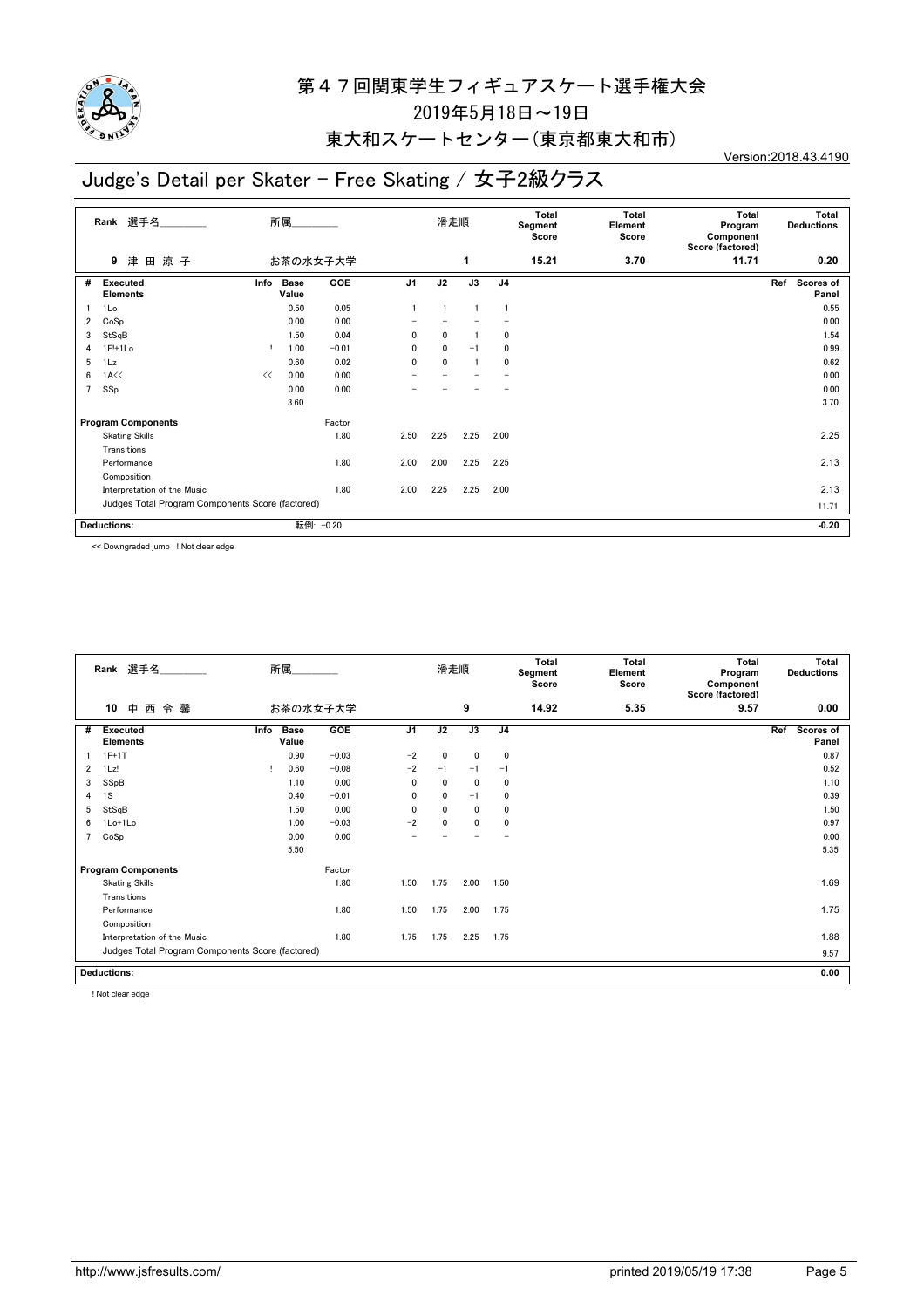# 第４７回関東学生フィギュアスケート選手権大会

2019年5月18日～19日

東大和スケートセンター(東京都東大和市)

Version:2018.43.4190

## Judge's Detail per Skater - Free Skating / 女子2級クラス

| Rank | 選手名 | 所属 | 滑走順 | Total Segment Score | Total Element Score | Total Program Component Score (factored) | Total Deductions |
|---|---|---|---|---|---|---|---|
| 9 | 津 田 涼 子 | お茶の水女子大学 | 1 | 15.21 | 3.70 | 11.71 | 0.20 |

| # | Executed Elements | Info | Base Value | GOE | J1 | J2 | J3 | J4 | Ref | Scores of Panel |
|---|---|---|---|---|---|---|---|---|---|---|
| 1 | 1Lo | | 0.50 | 0.05 | 1 | 1 | 1 | 1 | | 0.55 |
| 2 | CoSp | | 0.00 | 0.00 | − | − | − | − | | 0.00 |
| 3 | StSqB | | 1.50 | 0.04 | 0 | 0 | 1 | 0 | | 1.54 |
| 4 | 1F!+1Lo | ! | 1.00 | −0.01 | 0 | 0 | −1 | 0 | | 0.99 |
| 5 | 1Lz | | 0.60 | 0.02 | 0 | 0 | 1 | 0 | | 0.62 |
| 6 | 1A<< | << | 0.00 | 0.00 | − | − | − | − | | 0.00 |
| 7 | SSp | | 0.00 | 0.00 | − | − | − | − | | 0.00 |
| | | | 3.60 | | | | | | | 3.70 |

| Program Components | Factor | J1 | J2 | J3 | J4 | Scores of Panel |
|---|---|---|---|---|---|---|
| Skating Skills | 1.80 | 2.50 | 2.25 | 2.25 | 2.00 | 2.25 |
| Transitions | | | | | | |
| Performance | 1.80 | 2.00 | 2.00 | 2.25 | 2.25 | 2.13 |
| Composition | | | | | | |
| Interpretation of the Music | 1.80 | 2.00 | 2.25 | 2.25 | 2.00 | 2.13 |
| Judges Total Program Components Score (factored) | | | | | | 11.71 |

| Deductions: | 転倒: −0.20 | −0.20 |
|---|---|---|

<< Downgraded jump　! Not clear edge

| Rank | 選手名 | 所属 | 滑走順 | Total Segment Score | Total Element Score | Total Program Component Score (factored) | Total Deductions |
|---|---|---|---|---|---|---|---|
| 10 | 中 西 令 馨 | お茶の水女子大学 | 9 | 14.92 | 5.35 | 9.57 | 0.00 |

| # | Executed Elements | Info | Base Value | GOE | J1 | J2 | J3 | J4 | Ref | Scores of Panel |
|---|---|---|---|---|---|---|---|---|---|---|
| 1 | 1F+1T | | 0.90 | −0.03 | −2 | 0 | 0 | 0 | | 0.87 |
| 2 | 1Lz! | ! | 0.60 | −0.08 | −2 | −1 | −1 | −1 | | 0.52 |
| 3 | SSpB | | 1.10 | 0.00 | 0 | 0 | 0 | 0 | | 1.10 |
| 4 | 1S | | 0.40 | −0.01 | 0 | 0 | −1 | 0 | | 0.39 |
| 5 | StSqB | | 1.50 | 0.00 | 0 | 0 | 0 | 0 | | 1.50 |
| 6 | 1Lo+1Lo | | 1.00 | −0.03 | −2 | 0 | 0 | 0 | | 0.97 |
| 7 | CoSp | | 0.00 | 0.00 | − | − | − | − | | 0.00 |
| | | | 5.50 | | | | | | | 5.35 |

| Program Components | Factor | J1 | J2 | J3 | J4 | Scores of Panel |
|---|---|---|---|---|---|---|
| Skating Skills | 1.80 | 1.50 | 1.75 | 2.00 | 1.50 | 1.69 |
| Transitions | | | | | | |
| Performance | 1.80 | 1.50 | 1.75 | 2.00 | 1.75 | 1.75 |
| Composition | | | | | | |
| Interpretation of the Music | 1.80 | 1.75 | 1.75 | 2.25 | 1.75 | 1.88 |
| Judges Total Program Components Score (factored) | | | | | | 9.57 |

| Deductions: | | 0.00 |
|---|---|---|

! Not clear edge

http://www.jsfresults.com/　printed 2019/05/19 17:38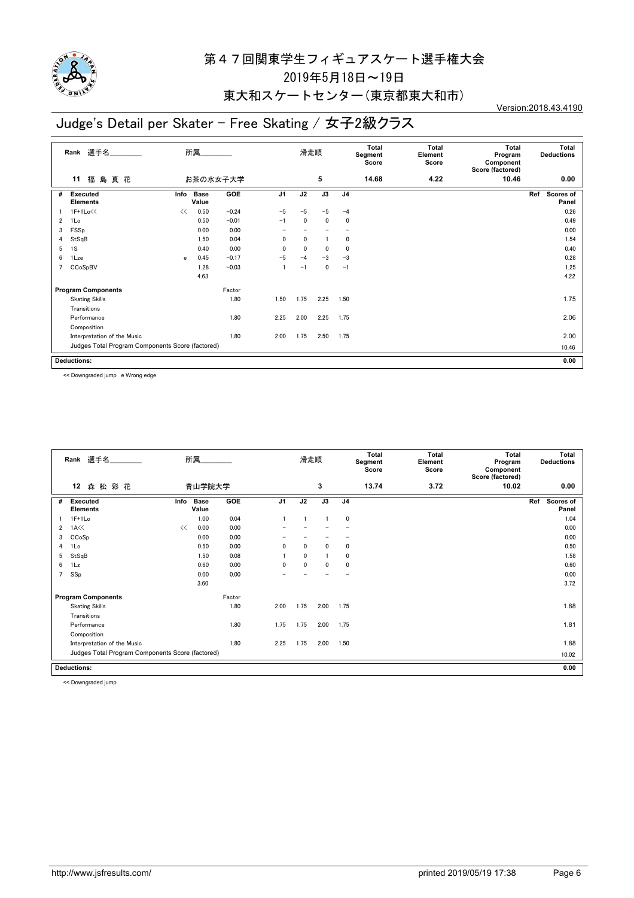# 第４７回関東学生フィギュアスケート選手権大会

2019年5月18日～19日

東大和スケートセンター（東京都東大和市）

Version:2018.43.4190

## Judge's Detail per Skater - Free Skating / 女子2級クラス

| Rank | 選手名 | 所属 | | | 滑走順 | | | Total Segment Score | Total Element Score | Total Program Component Score (factored) | Total Deductions |
|---|---|---|---|---|---|---|---|---|---|---|---|
| 11 | 福 島 真 花 | お茶の水女子大学 | | | 5 | | | 14.68 | 4.22 | 10.46 | 0.00 |

| # | Executed Elements | Info | Base Value | GOE | J1 | J2 | J3 | J4 | Ref | Scores of Panel |
|---|---|---|---|---|---|---|---|---|---|---|
| 1 | 1F+1Lo<< | << | 0.50 | -0.24 | -5 | -5 | -5 | -4 | | 0.26 |
| 2 | 1Lo | | 0.50 | -0.01 | -1 | 0 | 0 | 0 | | 0.49 |
| 3 | FSSp | | 0.00 | 0.00 | - | - | - | - | | 0.00 |
| 4 | StSqB | | 1.50 | 0.04 | 0 | 0 | 1 | 0 | | 1.54 |
| 5 | 1S | | 0.40 | 0.00 | 0 | 0 | 0 | 0 | | 0.40 |
| 6 | 1Lze | e | 0.45 | -0.17 | -5 | -4 | -3 | -3 | | 0.28 |
| 7 | CCoSpBV | | 1.28 | -0.03 | 1 | -1 | 0 | -1 | | 1.25 |
| | | | 4.63 | | | | | | | 4.22 |
| | **Program Components** | | | Factor | | | | | | |
| | Skating Skills | | | 1.80 | 1.50 | 1.75 | 2.25 | 1.50 | | 1.75 |
| | Transitions | | | | | | | | | |
| | Performance | | | 1.80 | 2.25 | 2.00 | 2.25 | 1.75 | | 2.06 |
| | Composition | | | | | | | | | |
| | Interpretation of the Music | | | 1.80 | 2.00 | 1.75 | 2.50 | 1.75 | | 2.00 |
| | Judges Total Program Components Score (factored) | | | | | | | | | 10.46 |
| | **Deductions:** | | | | | | | | | 0.00 |

<< Downgraded jump　e Wrong edge

| Rank | 選手名 | 所属 | | | 滑走順 | | | Total Segment Score | Total Element Score | Total Program Component Score (factored) | Total Deductions |
|---|---|---|---|---|---|---|---|---|---|---|---|
| 12 | 森 松 彩 花 | 青山学院大学 | | | 3 | | | 13.74 | 3.72 | 10.02 | 0.00 |

| # | Executed Elements | Info | Base Value | GOE | J1 | J2 | J3 | J4 | Ref | Scores of Panel |
|---|---|---|---|---|---|---|---|---|---|---|
| 1 | 1F+1Lo | | 1.00 | 0.04 | 1 | 1 | 1 | 0 | | 1.04 |
| 2 | 1A<< | << | 0.00 | 0.00 | - | - | - | - | | 0.00 |
| 3 | CCoSp | | 0.00 | 0.00 | - | - | - | - | | 0.00 |
| 4 | 1Lo | | 0.50 | 0.00 | 0 | 0 | 0 | 0 | | 0.50 |
| 5 | StSqB | | 1.50 | 0.08 | 1 | 0 | 1 | 0 | | 1.58 |
| 6 | 1Lz | | 0.60 | 0.00 | 0 | 0 | 0 | 0 | | 0.60 |
| 7 | SSp | | 0.00 | 0.00 | - | - | - | - | | 0.00 |
| | | | 3.60 | | | | | | | 3.72 |
| | **Program Components** | | | Factor | | | | | | |
| | Skating Skills | | | 1.80 | 2.00 | 1.75 | 2.00 | 1.75 | | 1.88 |
| | Transitions | | | | | | | | | |
| | Performance | | | 1.80 | 1.75 | 1.75 | 2.00 | 1.75 | | 1.81 |
| | Composition | | | | | | | | | |
| | Interpretation of the Music | | | 1.80 | 2.25 | 1.75 | 2.00 | 1.50 | | 1.88 |
| | Judges Total Program Components Score (factored) | | | | | | | | | 10.02 |
| | **Deductions:** | | | | | | | | | 0.00 |

<< Downgraded jump

http://www.jsfresults.com/　　printed 2019/05/19 17:38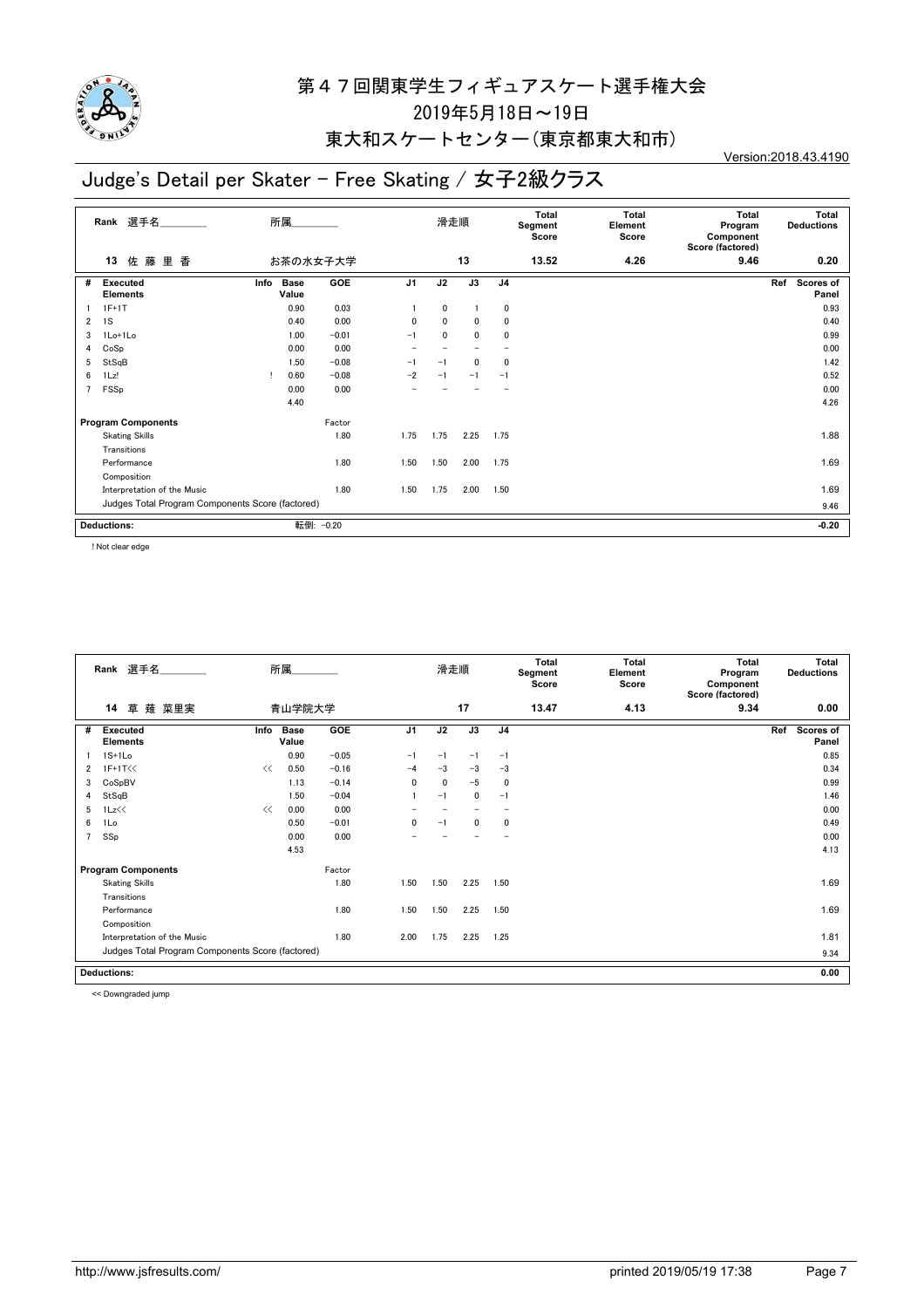# 第４７回関東学生フィギュアスケート選手権大会

2019年5月18日～19日

東大和スケートセンター（東京都東大和市）

Version:2018.43.4190

## Judge's Detail per Skater - Free Skating / 女子2級クラス

| Rank | 選手名 | 所属 | 滑走順 | Total Segment Score | Total Element Score | Total Program Component Score (factored) | Total Deductions |
|---|---|---|---|---|---|---|---|
| 13 | 佐 藤 里 香 | お茶の水女子大学 | 13 | 13.52 | 4.26 | 9.46 | 0.20 |

| # | Executed Elements | Info | Base Value | GOE | J1 | J2 | J3 | J4 | Ref | Scores of Panel |
|---|---|---|---|---|---|---|---|---|---|---|
| 1 | 1F+1T | | 0.90 | 0.03 | 1 | 0 | 1 | 0 | | 0.93 |
| 2 | 1S | | 0.40 | 0.00 | 0 | 0 | 0 | 0 | | 0.40 |
| 3 | 1Lo+1Lo | | 1.00 | −0.01 | −1 | 0 | 0 | 0 | | 0.99 |
| 4 | CoSp | | 0.00 | 0.00 | − | − | − | − | | 0.00 |
| 5 | StSqB | | 1.50 | −0.08 | −1 | −1 | 0 | 0 | | 1.42 |
| 6 | 1Lz! | ! | 0.60 | −0.08 | −2 | −1 | −1 | −1 | | 0.52 |
| 7 | FSSp | | 0.00 | 0.00 | − | − | − | − | | 0.00 |
| | | | 4.40 | | | | | | | 4.26 |
| | **Program Components** | | | Factor | | | | | | |
| | Skating Skills | | | 1.80 | 1.75 | 1.75 | 2.25 | 1.75 | | 1.88 |
| | Transitions | | | | | | | | | |
| | Performance | | | 1.80 | 1.50 | 1.50 | 2.00 | 1.75 | | 1.69 |
| | Composition | | | | | | | | | |
| | Interpretation of the Music | | | 1.80 | 1.50 | 1.75 | 2.00 | 1.50 | | 1.69 |
| | Judges Total Program Components Score (factored) | | | | | | | | | 9.46 |
| | **Deductions:** | | 転倒: −0.20 | | | | | | | −0.20 |

! Not clear edge

| Rank | 選手名 | 所属 | 滑走順 | Total Segment Score | Total Element Score | Total Program Component Score (factored) | Total Deductions |
|---|---|---|---|---|---|---|---|
| 14 | 草 薙 菜里実 | 青山学院大学 | 17 | 13.47 | 4.13 | 9.34 | 0.00 |

| # | Executed Elements | Info | Base Value | GOE | J1 | J2 | J3 | J4 | Ref | Scores of Panel |
|---|---|---|---|---|---|---|---|---|---|---|
| 1 | 1S+1Lo | | 0.90 | −0.05 | −1 | −1 | −1 | −1 | | 0.85 |
| 2 | 1F+1T<< | << | 0.50 | −0.16 | −4 | −3 | −3 | −3 | | 0.34 |
| 3 | CoSpBV | | 1.13 | −0.14 | 0 | 0 | −5 | 0 | | 0.99 |
| 4 | StSqB | | 1.50 | −0.04 | 1 | −1 | 0 | −1 | | 1.46 |
| 5 | 1Lz<< | << | 0.00 | 0.00 | − | − | − | − | | 0.00 |
| 6 | 1Lo | | 0.50 | −0.01 | 0 | −1 | 0 | 0 | | 0.49 |
| 7 | SSp | | 0.00 | 0.00 | − | − | − | − | | 0.00 |
| | | | 4.53 | | | | | | | 4.13 |
| | **Program Components** | | | Factor | | | | | | |
| | Skating Skills | | | 1.80 | 1.50 | 1.50 | 2.25 | 1.50 | | 1.69 |
| | Transitions | | | | | | | | | |
| | Performance | | | 1.80 | 1.50 | 1.50 | 2.25 | 1.50 | | 1.69 |
| | Composition | | | | | | | | | |
| | Interpretation of the Music | | | 1.80 | 2.00 | 1.75 | 2.25 | 1.25 | | 1.81 |
| | Judges Total Program Components Score (factored) | | | | | | | | | 9.34 |
| | **Deductions:** | | | | | | | | | 0.00 |

<< Downgraded jump

http://www.jsfresults.com/ printed 2019/05/19 17:38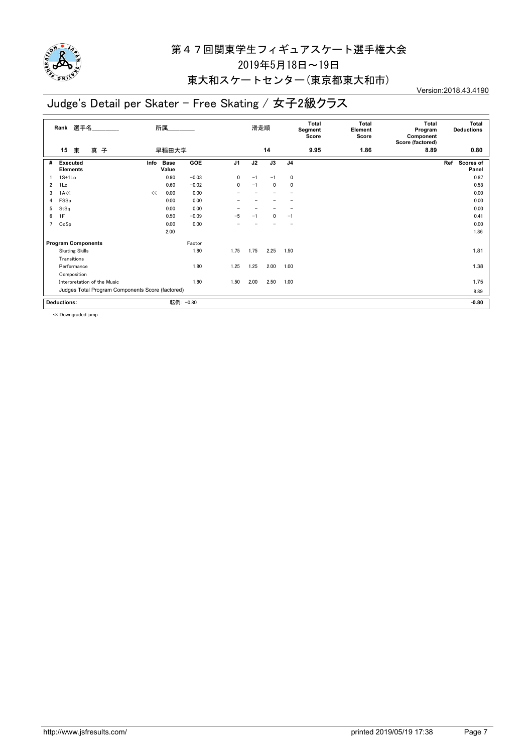# 第４７回関東学生フィギュアスケート選手権大会

2019年5月18日～19日

東大和スケートセンター(東京都東大和市)

Version:2018.43.4190

## Judge's Detail per Skater - Free Skating / 女子2級クラス

| Rank | 選手名 | 所属 | 滑走順 | Total Segment Score | Total Element Score | Total Program Component Score (factored) | Total Deductions |
|---|---|---|---|---|---|---|---|
| 15 | 東　　真 子 | 早稲田大学 | 14 | 9.95 | 1.86 | 8.89 | 0.80 |

| # | Executed Elements | Info | Base Value | GOE | J1 | J2 | J3 | J4 | Ref | Scores of Panel |
|---|---|---|---|---|---|---|---|---|---|---|
| 1 | 1S+1Lo | | 0.90 | −0.03 | 0 | −1 | −1 | 0 | | 0.87 |
| 2 | 1Lz | | 0.60 | −0.02 | 0 | −1 | 0 | 0 | | 0.58 |
| 3 | 1A<< | << | 0.00 | 0.00 | − | − | − | − | | 0.00 |
| 4 | FSSp | | 0.00 | 0.00 | − | − | − | − | | 0.00 |
| 5 | StSq | | 0.00 | 0.00 | − | − | − | − | | 0.00 |
| 6 | 1F | | 0.50 | −0.09 | −5 | −1 | 0 | −1 | | 0.41 |
| 7 | CoSp | | 0.00 | 0.00 | − | − | − | − | | 0.00 |
| | | | 2.00 | | | | | | | 1.86 |

| Program Components | Factor | J1 | J2 | J3 | J4 | Scores of Panel |
|---|---|---|---|---|---|---|
| Skating Skills | 1.80 | 1.75 | 1.75 | 2.25 | 1.50 | 1.81 |
| Transitions | | | | | | |
| Performance | 1.80 | 1.25 | 1.25 | 2.00 | 1.00 | 1.38 |
| Composition | | | | | | |
| Interpretation of the Music | 1.80 | 1.50 | 2.00 | 2.50 | 1.00 | 1.75 |
| Judges Total Program Components Score (factored) | | | | | | 8.89 |

| Deductions: | 転倒: −0.80 | −0.80 |
|---|---|---|

<< Downgraded jump

http://www.jsfresults.com/

printed 2019/05/19 17:38